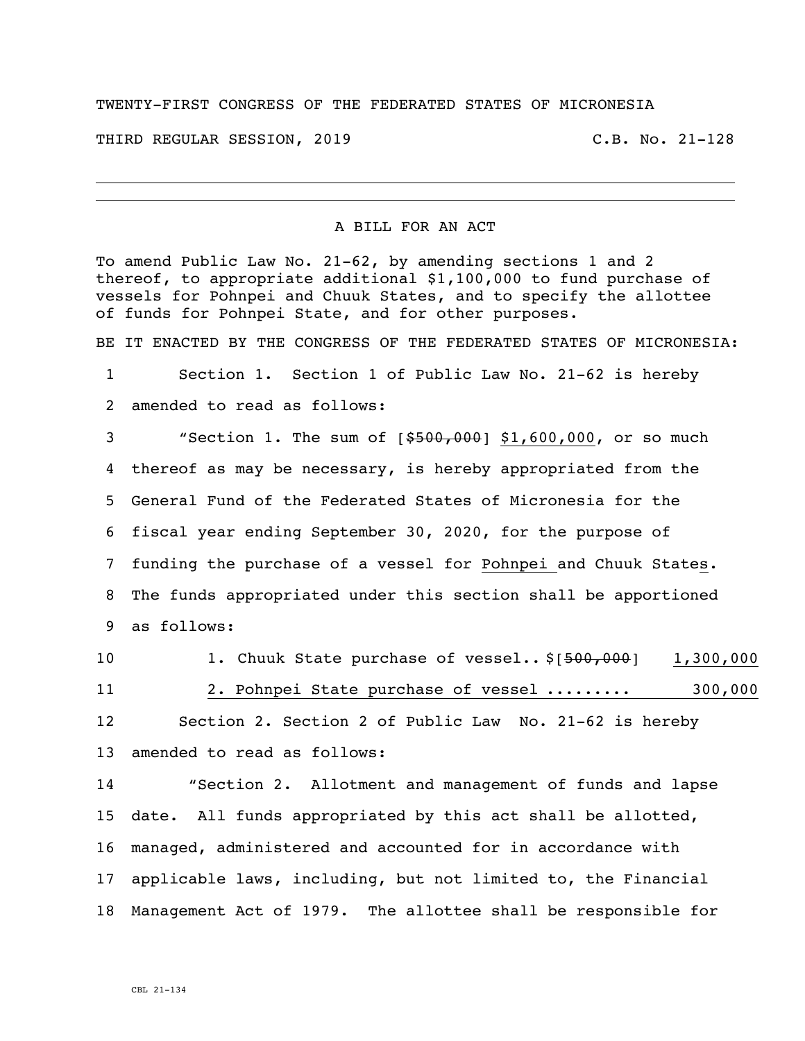TWENTY-FIRST CONGRESS OF THE FEDERATED STATES OF MICRONESIA

THIRD REGULAR SESSION, 2019 C.B. No. 21-128

---

A BILL FOR AN ACT

To amend Public Law No. 21-62, by amending sections 1 and 2 thereof, to appropriate additional $1,100,000 to fund purchase of vessels for Pohnpei and Chuuk States, and to specify the allottee of funds for Pohnpei State, and for other purposes.

BE IT ENACTED BY THE CONGRESS OF THE FEDERATED STATES OF MICRONESIA:

1 Section 1. Section 1 of Public Law No. 21-62 is hereby
2 amended to read as follows:

3 "Section 1. The sum of [~~$500,000~~] <u>$1,600,000</u>, or so much
4 thereof as may be necessary, is hereby appropriated from the
5 General Fund of the Federated States of Micronesia for the
6 fiscal year ending September 30, 2020, for the purpose of
7 funding the purchase of a vessel for <u>Pohnpei</u> and Chuuk State<u>s</u>.
8 The funds appropriated under this section shall be apportioned
9 as follows:

10 1. Chuuk State purchase of vessel.. $[~~500,000~~] <u>1,300,000</u>
11 <u>2. Pohnpei State purchase of vessel ......... 300,000</u>

12 Section 2. Section 2 of Public Law No. 21-62 is hereby
13 amended to read as follows:

14 "Section 2. Allotment and management of funds and lapse
15 date. All funds appropriated by this act shall be allotted,
16 managed, administered and accounted for in accordance with
17 applicable laws, including, but not limited to, the Financial
18 Management Act of 1979. The allottee shall be responsible for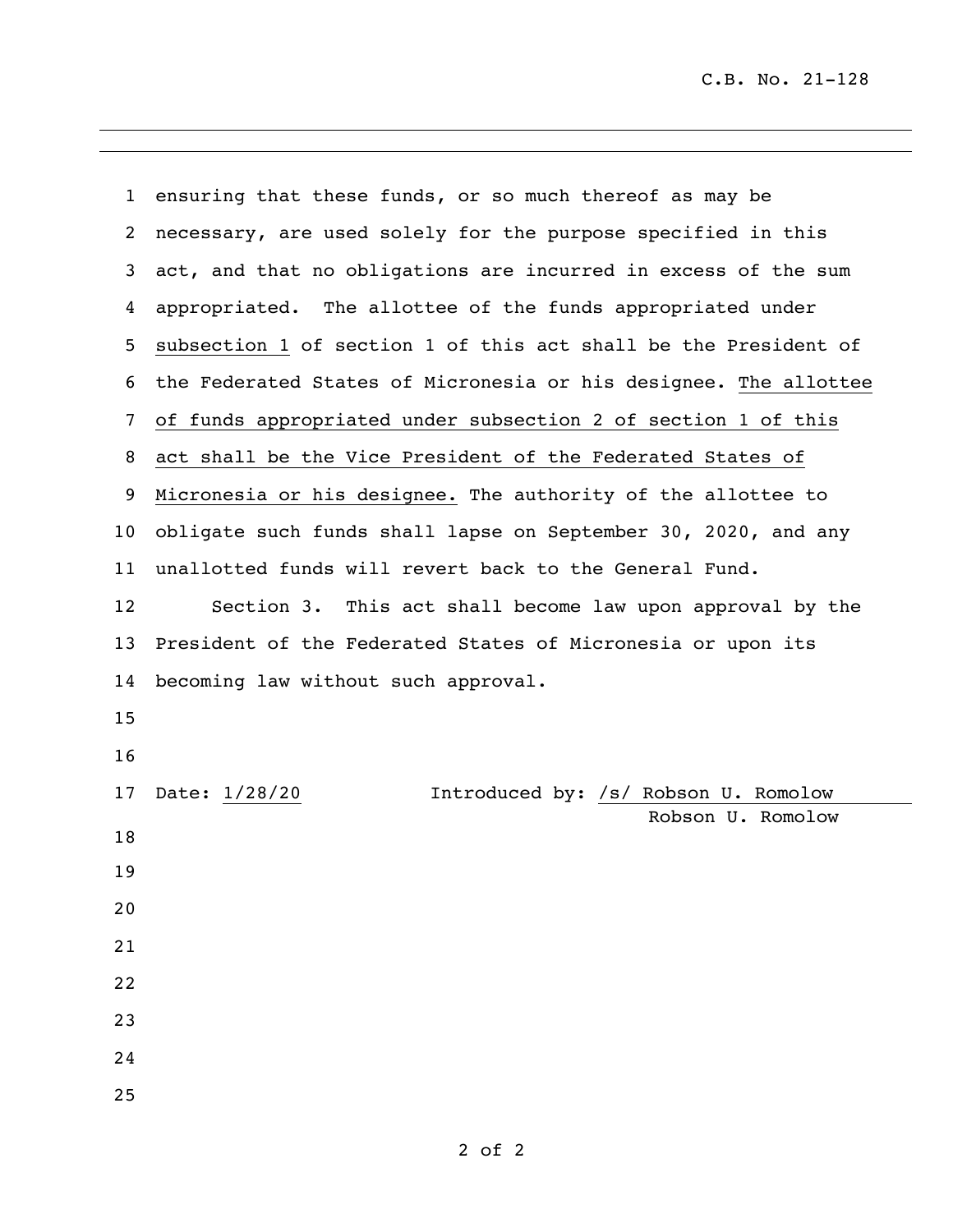ensuring that these funds, or so much thereof as may be necessary, are used solely for the purpose specified in this act, and that no obligations are incurred in excess of the sum appropriated. The allottee of the funds appropriated under subsection 1 of section 1 of this act shall be the President of the Federated States of Micronesia or his designee. The allottee of funds appropriated under subsection 2 of section 1 of this act shall be the Vice President of the Federated States of Micronesia or his designee. The authority of the allottee to obligate such funds shall lapse on September 30, 2020, and any unallotted funds will revert back to the General Fund.

Section 3. This act shall become law upon approval by the President of the Federated States of Micronesia or upon its becoming law without such approval.

Date: 1/28/20

Introduced by: /s/ Robson U. Romolow
Robson U. Romolow